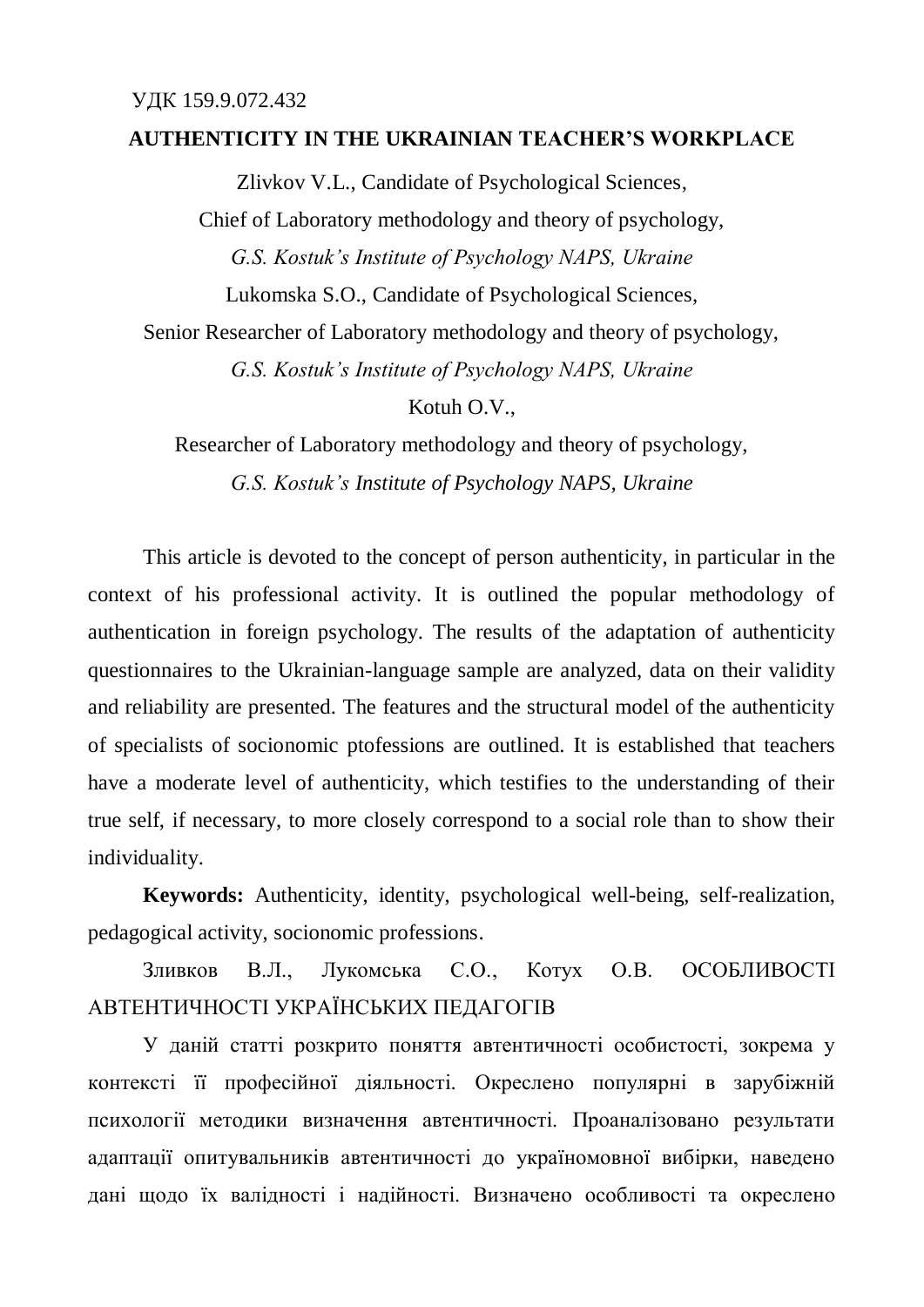УДК 159.9.072.432

# AUTHENTICITY IN THE UKRAINIAN TEACHER'S WORKPLACE

Zlivkov V.L., Candidate of Psychological Sciences,
Chief of Laboratory methodology and theory of psychology,
*G.S. Kostuk's Institute of Psychology NAPS, Ukraine*

Lukomska S.O., Candidate of Psychological Sciences,
Senior Researcher of Laboratory methodology and theory of psychology,
*G.S. Kostuk's Institute of Psychology NAPS, Ukraine*

Kotuh O.V.,
Researcher of Laboratory methodology and theory of psychology,
*G.S. Kostuk's Institute of Psychology NAPS, Ukraine*

This article is devoted to the concept of person authenticity, in particular in the context of his professional activity. It is outlined the popular methodology of authentication in foreign psychology. The results of the adaptation of authenticity questionnaires to the Ukrainian-language sample are analyzed, data on their validity and reliability are presented. The features and the structural model of the authenticity of specialists of socionomic ptofessions are outlined. It is established that teachers have a moderate level of authenticity, which testifies to the understanding of their true self, if necessary, to more closely correspond to a social role than to show their individuality.

**Keywords:** Authenticity, identity, psychological well-being, self-realization, pedagogical activity, socionomic professions.

Зливков В.Л., Лукомська С.О., Котух О.В. ОСОБЛИВОСТІ АВТЕНТИЧНОСТІ УКРАЇНСЬКИХ ПЕДАГОГІВ

У даній статті розкрито поняття автентичності особистості, зокрема у контексті її професійної діяльності. Окреслено популярні в зарубіжній психології методики визначення автентичності. Проаналізовано результати адаптації опитувальників автентичності до україномовної вибірки, наведено дані щодо їх валідності і надійності. Визначено особливості та окреслено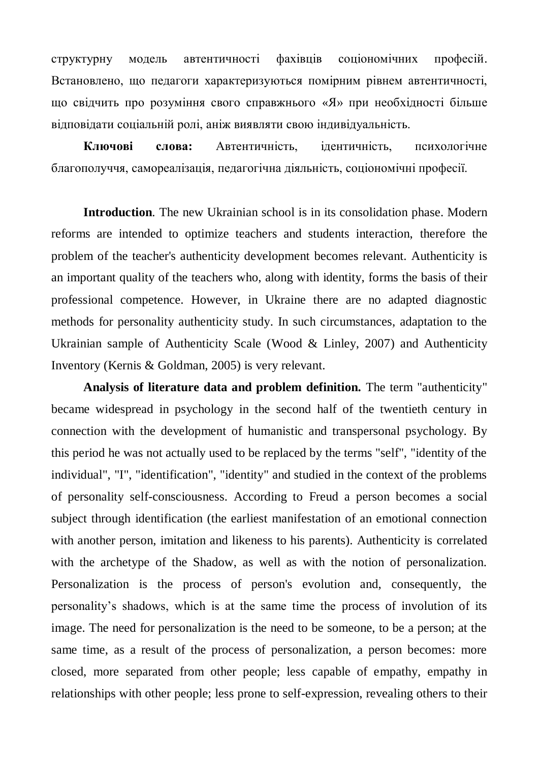структурну модель автентичності фахівців соціономічних професій. Встановлено, що педагоги характеризуються помірним рівнем автентичності, що свідчить про розуміння свого справжнього «Я» при необхідності більше відповідати соціальній ролі, аніж виявляти свою індивідуальність.

**Ключові слова:** Автентичність, ідентичність, психологічне благополуччя, самореалізація, педагогічна діяльність, соціономічні професії.

**Introduction**. The new Ukrainian school is in its consolidation phase. Modern reforms are intended to optimize teachers and students interaction, therefore the problem of the teacher's authenticity development becomes relevant. Authenticity is an important quality of the teachers who, along with identity, forms the basis of their professional competence. However, in Ukraine there are no adapted diagnostic methods for personality authenticity study. In such circumstances, adaptation to the Ukrainian sample of Authenticity Scale (Wood & Linley, 2007) and Authenticity Inventory (Kernis & Goldman, 2005) is very relevant.

**Analysis of literature data and problem definition.** The term "authenticity" became widespread in psychology in the second half of the twentieth century in connection with the development of humanistic and transpersonal psychology. By this period he was not actually used to be replaced by the terms "self", "identity of the individual", "I", "identification", "identity" and studied in the context of the problems of personality self-consciousness. According to Freud a person becomes a social subject through identification (the earliest manifestation of an emotional connection with another person, imitation and likeness to his parents). Authenticity is correlated with the archetype of the Shadow, as well as with the notion of personalization. Personalization is the process of person's evolution and, consequently, the personality's shadows, which is at the same time the process of involution of its image. The need for personalization is the need to be someone, to be a person; at the same time, as a result of the process of personalization, a person becomes: more closed, more separated from other people; less capable of empathy, empathy in relationships with other people; less prone to self-expression, revealing others to their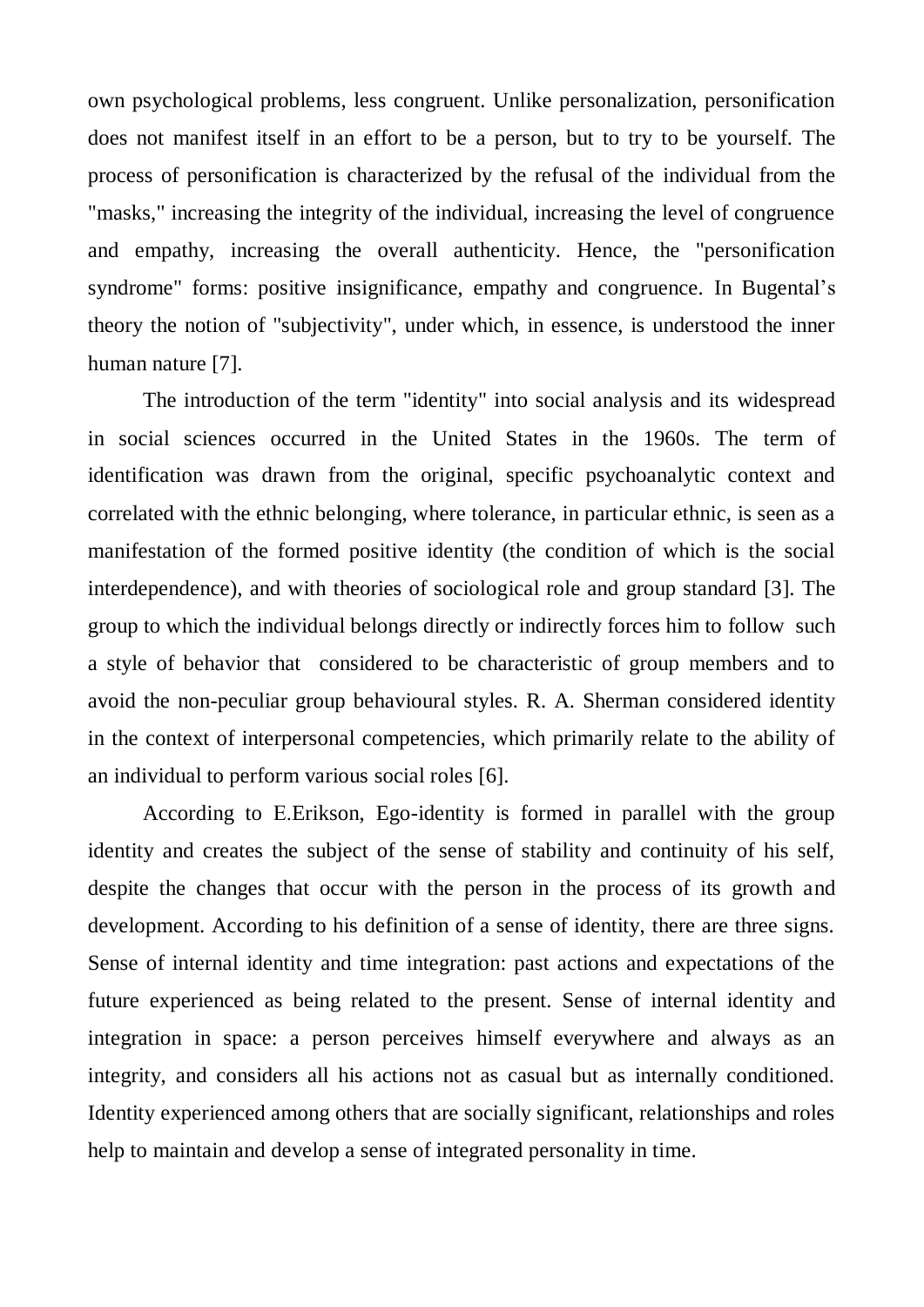own psychological problems, less congruent. Unlike personalization, personification does not manifest itself in an effort to be a person, but to try to be yourself. The process of personification is characterized by the refusal of the individual from the "masks," increasing the integrity of the individual, increasing the level of congruence and empathy, increasing the overall authenticity. Hence, the "personification syndrome" forms: positive insignificance, empathy and congruence. In Bugental's theory the notion of "subjectivity", under which, in essence, is understood the inner human nature [7].

The introduction of the term "identity" into social analysis and its widespread in social sciences occurred in the United States in the 1960s. The term of identification was drawn from the original, specific psychoanalytic context and correlated with the ethnic belonging, where tolerance, in particular ethnic, is seen as a manifestation of the formed positive identity (the condition of which is the social interdependence), and with theories of sociological role and group standard [3]. The group to which the individual belongs directly or indirectly forces him to follow such a style of behavior that considered to be characteristic of group members and to avoid the non-peculiar group behavioural styles. R. A. Sherman considered identity in the context of interpersonal competencies, which primarily relate to the ability of an individual to perform various social roles [6].

According to E.Erikson, Ego-identity is formed in parallel with the group identity and creates the subject of the sense of stability and continuity of his self, despite the changes that occur with the person in the process of its growth and development. According to his definition of a sense of identity, there are three signs. Sense of internal identity and time integration: past actions and expectations of the future experienced as being related to the present. Sense of internal identity and integration in space: a person perceives himself everywhere and always as an integrity, and considers all his actions not as casual but as internally conditioned. Identity experienced among others that are socially significant, relationships and roles help to maintain and develop a sense of integrated personality in time.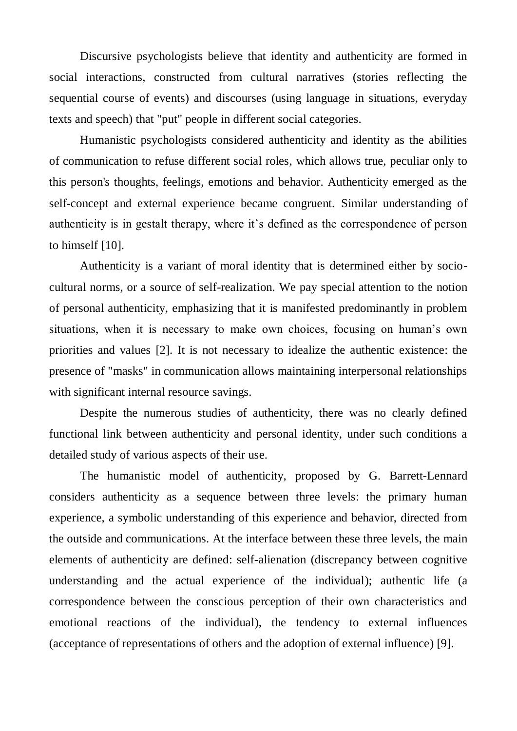Discursive psychologists believe that identity and authenticity are formed in social interactions, constructed from cultural narratives (stories reflecting the sequential course of events) and discourses (using language in situations, everyday texts and speech) that "put" people in different social categories.

Humanistic psychologists considered authenticity and identity as the abilities of communication to refuse different social roles, which allows true, peculiar only to this person's thoughts, feelings, emotions and behavior. Authenticity emerged as the self-concept and external experience became congruent. Similar understanding of authenticity is in gestalt therapy, where it's defined as the correspondence of person to himself [10].

Authenticity is a variant of moral identity that is determined either by socio-cultural norms, or a source of self-realization. We pay special attention to the notion of personal authenticity, emphasizing that it is manifested predominantly in problem situations, when it is necessary to make own choices, focusing on human's own priorities and values [2]. It is not necessary to idealize the authentic existence: the presence of "masks" in communication allows maintaining interpersonal relationships with significant internal resource savings.

Despite the numerous studies of authenticity, there was no clearly defined functional link between authenticity and personal identity, under such conditions a detailed study of various aspects of their use.

The humanistic model of authenticity, proposed by G. Barrett-Lennard considers authenticity as a sequence between three levels: the primary human experience, a symbolic understanding of this experience and behavior, directed from the outside and communications. At the interface between these three levels, the main elements of authenticity are defined: self-alienation (discrepancy between cognitive understanding and the actual experience of the individual); authentic life (a correspondence between the conscious perception of their own characteristics and emotional reactions of the individual), the tendency to external influences (acceptance of representations of others and the adoption of external influence) [9].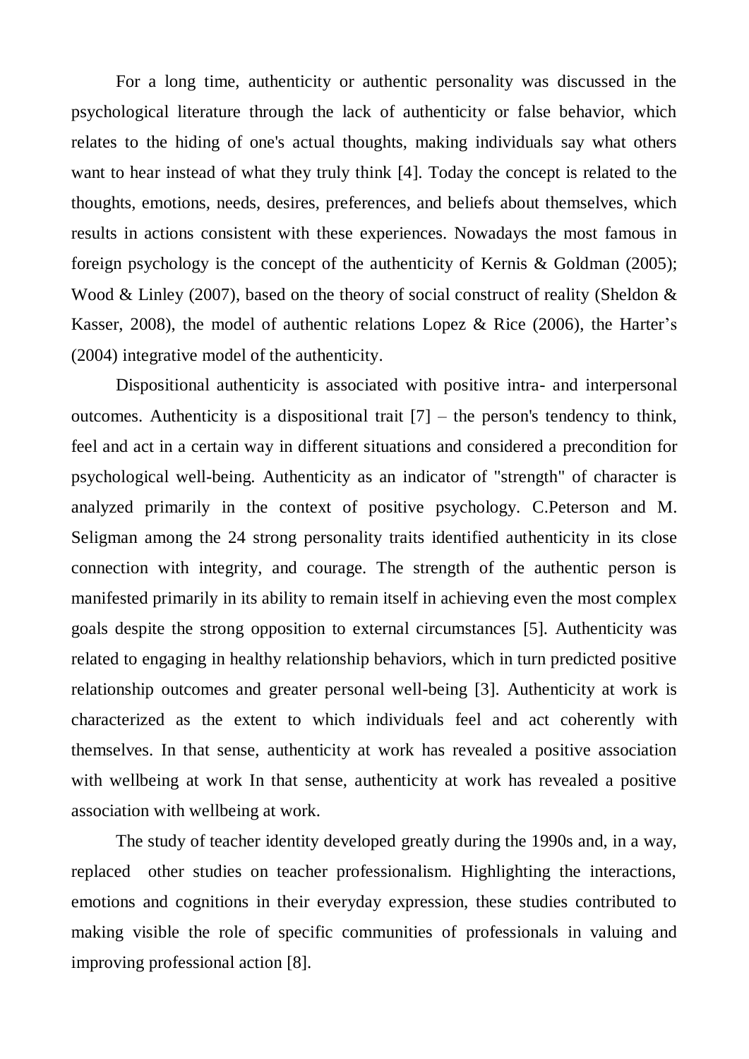For a long time, authenticity or authentic personality was discussed in the psychological literature through the lack of authenticity or false behavior, which relates to the hiding of one's actual thoughts, making individuals say what others want to hear instead of what they truly think [4]. Today the concept is related to the thoughts, emotions, needs, desires, preferences, and beliefs about themselves, which results in actions consistent with these experiences. Nowadays the most famous in foreign psychology is the concept of the authenticity of Kernis & Goldman (2005); Wood & Linley (2007), based on the theory of social construct of reality (Sheldon & Kasser, 2008), the model of authentic relations Lopez & Rice (2006), the Harter's (2004) integrative model of the authenticity.

Dispositional authenticity is associated with positive intra- and interpersonal outcomes. Authenticity is a dispositional trait [7] – the person's tendency to think, feel and act in a certain way in different situations and considered a precondition for psychological well-being. Authenticity as an indicator of "strength" of character is analyzed primarily in the context of positive psychology. C.Peterson and M. Seligman among the 24 strong personality traits identified authenticity in its close connection with integrity, and courage. The strength of the authentic person is manifested primarily in its ability to remain itself in achieving even the most complex goals despite the strong opposition to external circumstances [5]. Authenticity was related to engaging in healthy relationship behaviors, which in turn predicted positive relationship outcomes and greater personal well-being [3]. Authenticity at work is characterized as the extent to which individuals feel and act coherently with themselves. In that sense, authenticity at work has revealed a positive association with wellbeing at work In that sense, authenticity at work has revealed a positive association with wellbeing at work.

The study of teacher identity developed greatly during the 1990s and, in a way, replaced other studies on teacher professionalism. Highlighting the interactions, emotions and cognitions in their everyday expression, these studies contributed to making visible the role of specific communities of professionals in valuing and improving professional action [8].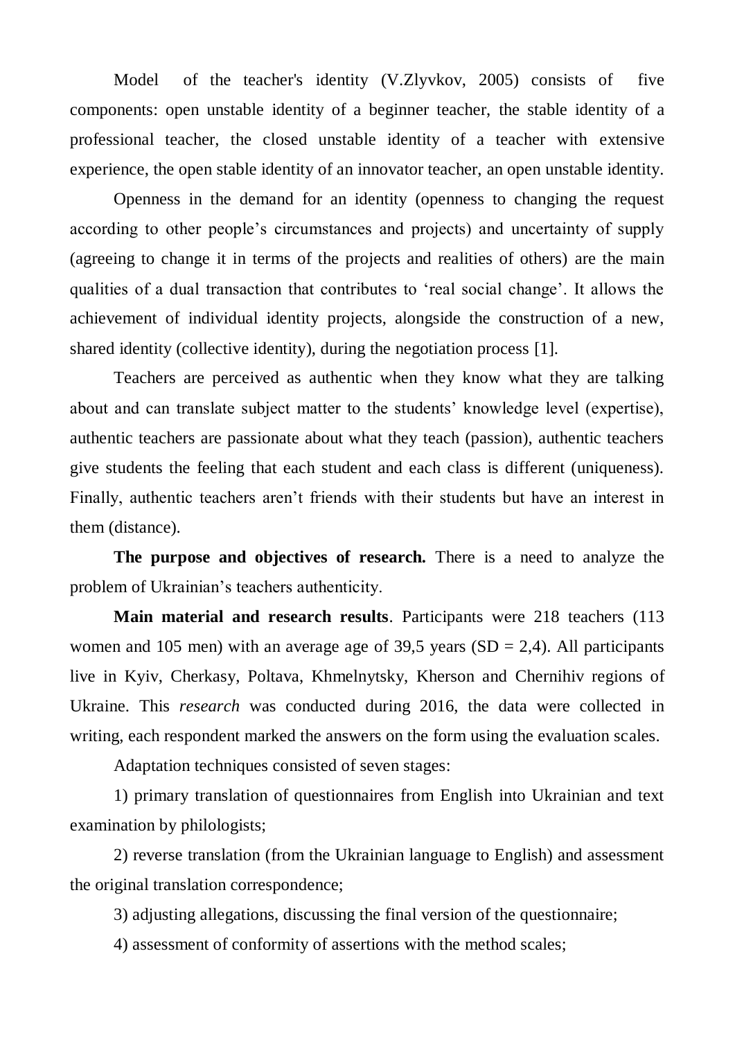Model of the teacher's identity (V.Zlyvkov, 2005) consists of five components: open unstable identity of a beginner teacher, the stable identity of a professional teacher, the closed unstable identity of a teacher with extensive experience, the open stable identity of an innovator teacher, an open unstable identity.

Openness in the demand for an identity (openness to changing the request according to other people's circumstances and projects) and uncertainty of supply (agreeing to change it in terms of the projects and realities of others) are the main qualities of a dual transaction that contributes to 'real social change'. It allows the achievement of individual identity projects, alongside the construction of a new, shared identity (collective identity), during the negotiation process [1].

Teachers are perceived as authentic when they know what they are talking about and can translate subject matter to the students' knowledge level (expertise), authentic teachers are passionate about what they teach (passion), authentic teachers give students the feeling that each student and each class is different (uniqueness). Finally, authentic teachers aren't friends with their students but have an interest in them (distance).

**The purpose and objectives of research.** There is a need to analyze the problem of Ukrainian's teachers authenticity.

**Main material and research results**. Participants were 218 teachers (113 women and 105 men) with an average age of 39,5 years (SD = 2,4). All participants live in Kyiv, Cherkasy, Poltava, Khmelnytsky, Kherson and Chernihiv regions of Ukraine. This *research* was conducted during 2016, the data were collected in writing, each respondent marked the answers on the form using the evaluation scales.

Adaptation techniques consisted of seven stages:

1) primary translation of questionnaires from English into Ukrainian and text examination by philologists;

2) reverse translation (from the Ukrainian language to English) and assessment the original translation correspondence;

3) adjusting allegations, discussing the final version of the questionnaire;

4) assessment of conformity of assertions with the method scales;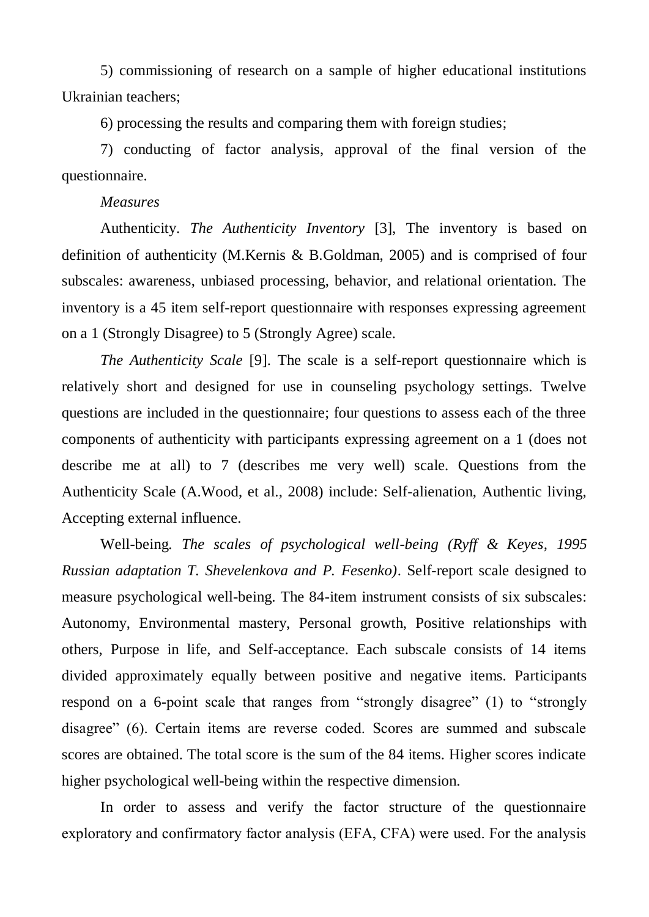5) commissioning of research on a sample of higher educational institutions Ukrainian teachers;

6) processing the results and comparing them with foreign studies;

7) conducting of factor analysis, approval of the final version of the questionnaire.

*Measures*

Authenticity. *The Authenticity Inventory* [3], The inventory is based on definition of authenticity (M.Kernis & B.Goldman, 2005) and is comprised of four subscales: awareness, unbiased processing, behavior, and relational orientation. The inventory is a 45 item self-report questionnaire with responses expressing agreement on a 1 (Strongly Disagree) to 5 (Strongly Agree) scale.

*The Authenticity Scale* [9]. The scale is a self-report questionnaire which is relatively short and designed for use in counseling psychology settings. Twelve questions are included in the questionnaire; four questions to assess each of the three components of authenticity with participants expressing agreement on a 1 (does not describe me at all) to 7 (describes me very well) scale. Questions from the Authenticity Scale (A.Wood, et al., 2008) include: Self-alienation, Authentic living, Accepting external influence.

Well-being. *The scales of psychological well-being (Ryff & Keyes, 1995 Russian adaptation T. Shevelenkova and P. Fesenko)*. Self-report scale designed to measure psychological well-being. The 84-item instrument consists of six subscales: Autonomy, Environmental mastery, Personal growth, Positive relationships with others, Purpose in life, and Self-acceptance. Each subscale consists of 14 items divided approximately equally between positive and negative items. Participants respond on a 6-point scale that ranges from "strongly disagree" (1) to "strongly disagree" (6). Certain items are reverse coded. Scores are summed and subscale scores are obtained. The total score is the sum of the 84 items. Higher scores indicate higher psychological well-being within the respective dimension.

In order to assess and verify the factor structure of the questionnaire exploratory and confirmatory factor analysis (EFA, CFA) were used. For the analysis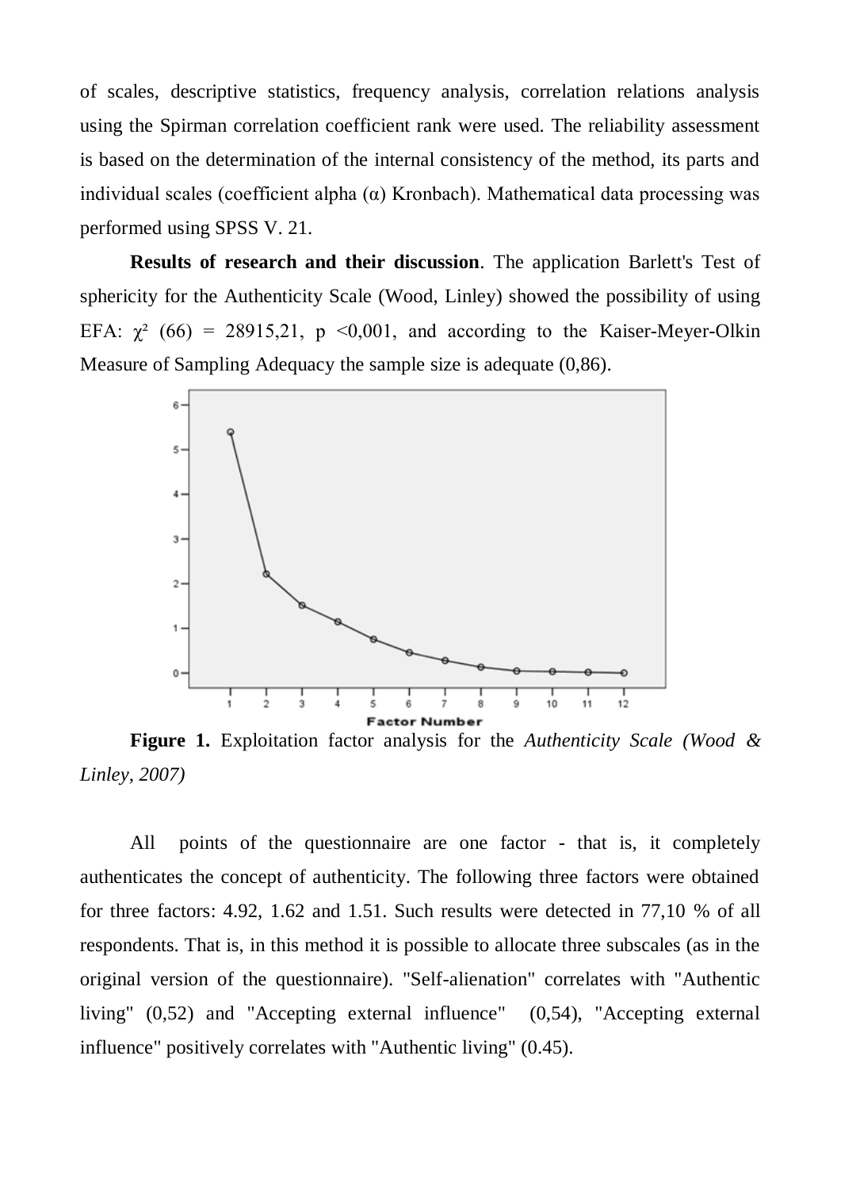of scales, descriptive statistics, frequency analysis, correlation relations analysis using the Spirman correlation coefficient rank were used. The reliability assessment is based on the determination of the internal consistency of the method, its parts and individual scales (coefficient alpha (α) Kronbach). Mathematical data processing was performed using SPSS V. 21.

**Results of research and their discussion**. The application Barlett's Test of sphericity for the Authenticity Scale (Wood, Linley) showed the possibility of using EFA: $\chi^2$ (66) = 28915,21, p <0,001, and according to the Kaiser-Meyer-Olkin Measure of Sampling Adequacy the sample size is adequate (0,86).

**Figure 1.** Exploitation factor analysis for the *Authenticity Scale (Wood & Linley, 2007)*

All points of the questionnaire are one factor - that is, it completely authenticates the concept of authenticity. The following three factors were obtained for three factors: 4.92, 1.62 and 1.51. Such results were detected in 77,10 % of all respondents. That is, in this method it is possible to allocate three subscales (as in the original version of the questionnaire). "Self-alienation" correlates with "Authentic living" (0,52) and "Accepting external influence" (0,54), "Accepting external influence" positively correlates with "Authentic living" (0.45).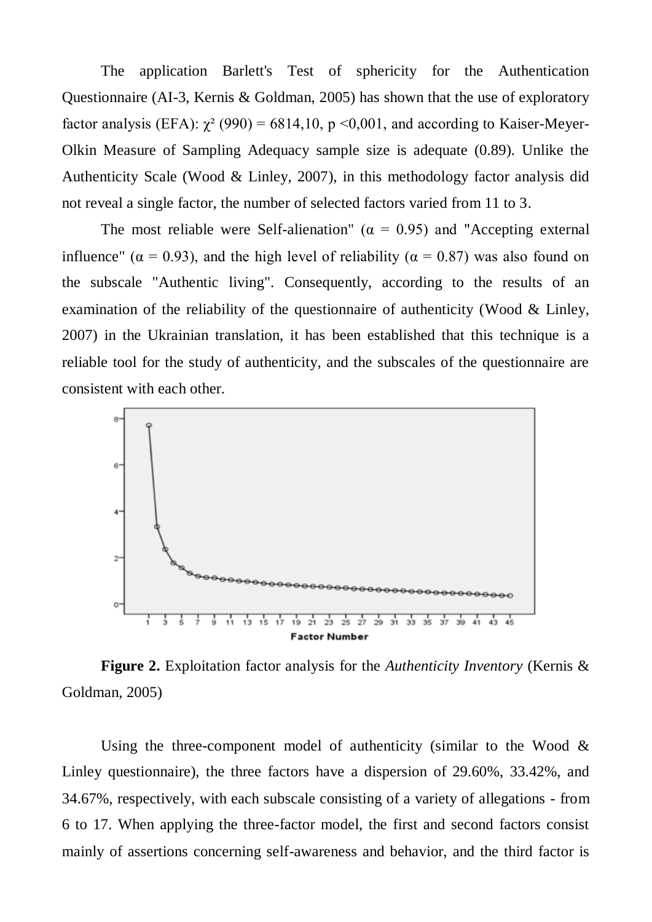The application Barlett's Test of sphericity for the Authentication Questionnaire (AI-3, Kernis & Goldman, 2005) has shown that the use of exploratory factor analysis (EFA): $\chi^2$ (990) = 6814,10, p <0,001, and according to Kaiser-Meyer-Olkin Measure of Sampling Adequacy sample size is adequate (0.89). Unlike the Authenticity Scale (Wood & Linley, 2007), in this methodology factor analysis did not reveal a single factor, the number of selected factors varied from 11 to 3.

The most reliable were Self-alienation" ($\alpha$ = 0.95) and "Accepting external influence" ($\alpha$ = 0.93), and the high level of reliability ($\alpha$ = 0.87) was also found on the subscale "Authentic living". Consequently, according to the results of an examination of the reliability of the questionnaire of authenticity (Wood & Linley, 2007) in the Ukrainian translation, it has been established that this technique is a reliable tool for the study of authenticity, and the subscales of the questionnaire are consistent with each other.

**Figure 2.** Exploitation factor analysis for the *Authenticity Inventory* (Kernis & Goldman, 2005)

Using the three-component model of authenticity (similar to the Wood & Linley questionnaire), the three factors have a dispersion of 29.60%, 33.42%, and 34.67%, respectively, with each subscale consisting of a variety of allegations - from 6 to 17. When applying the three-factor model, the first and second factors consist mainly of assertions concerning self-awareness and behavior, and the third factor is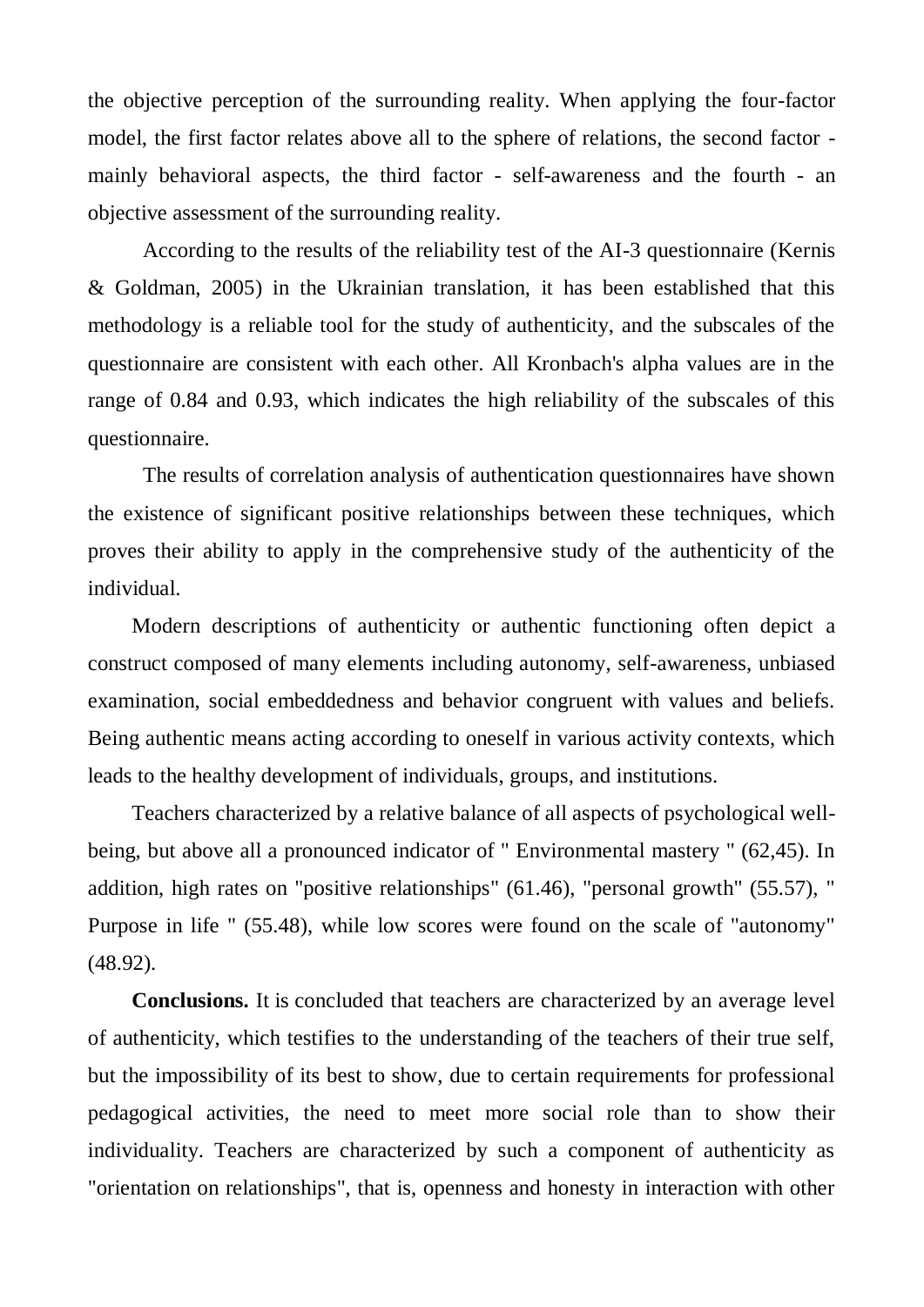the objective perception of the surrounding reality. When applying the four-factor model, the first factor relates above all to the sphere of relations, the second factor - mainly behavioral aspects, the third factor - self-awareness and the fourth - an objective assessment of the surrounding reality.

According to the results of the reliability test of the AI-3 questionnaire (Kernis & Goldman, 2005) in the Ukrainian translation, it has been established that this methodology is a reliable tool for the study of authenticity, and the subscales of the questionnaire are consistent with each other. All Kronbach's alpha values are in the range of 0.84 and 0.93, which indicates the high reliability of the subscales of this questionnaire.

The results of correlation analysis of authentication questionnaires have shown the existence of significant positive relationships between these techniques, which proves their ability to apply in the comprehensive study of the authenticity of the individual.

Modern descriptions of authenticity or authentic functioning often depict a construct composed of many elements including autonomy, self-awareness, unbiased examination, social embeddedness and behavior congruent with values and beliefs. Being authentic means acting according to oneself in various activity contexts, which leads to the healthy development of individuals, groups, and institutions.

Teachers characterized by a relative balance of all aspects of psychological well-being, but above all a pronounced indicator of " Environmental mastery " (62,45). In addition, high rates on "positive relationships" (61.46), "personal growth" (55.57), " Purpose in life " (55.48), while low scores were found on the scale of "autonomy" (48.92).

**Conclusions.** It is concluded that teachers are characterized by an average level of authenticity, which testifies to the understanding of the teachers of their true self, but the impossibility of its best to show, due to certain requirements for professional pedagogical activities, the need to meet more social role than to show their individuality. Teachers are characterized by such a component of authenticity as "orientation on relationships", that is, openness and honesty in interaction with other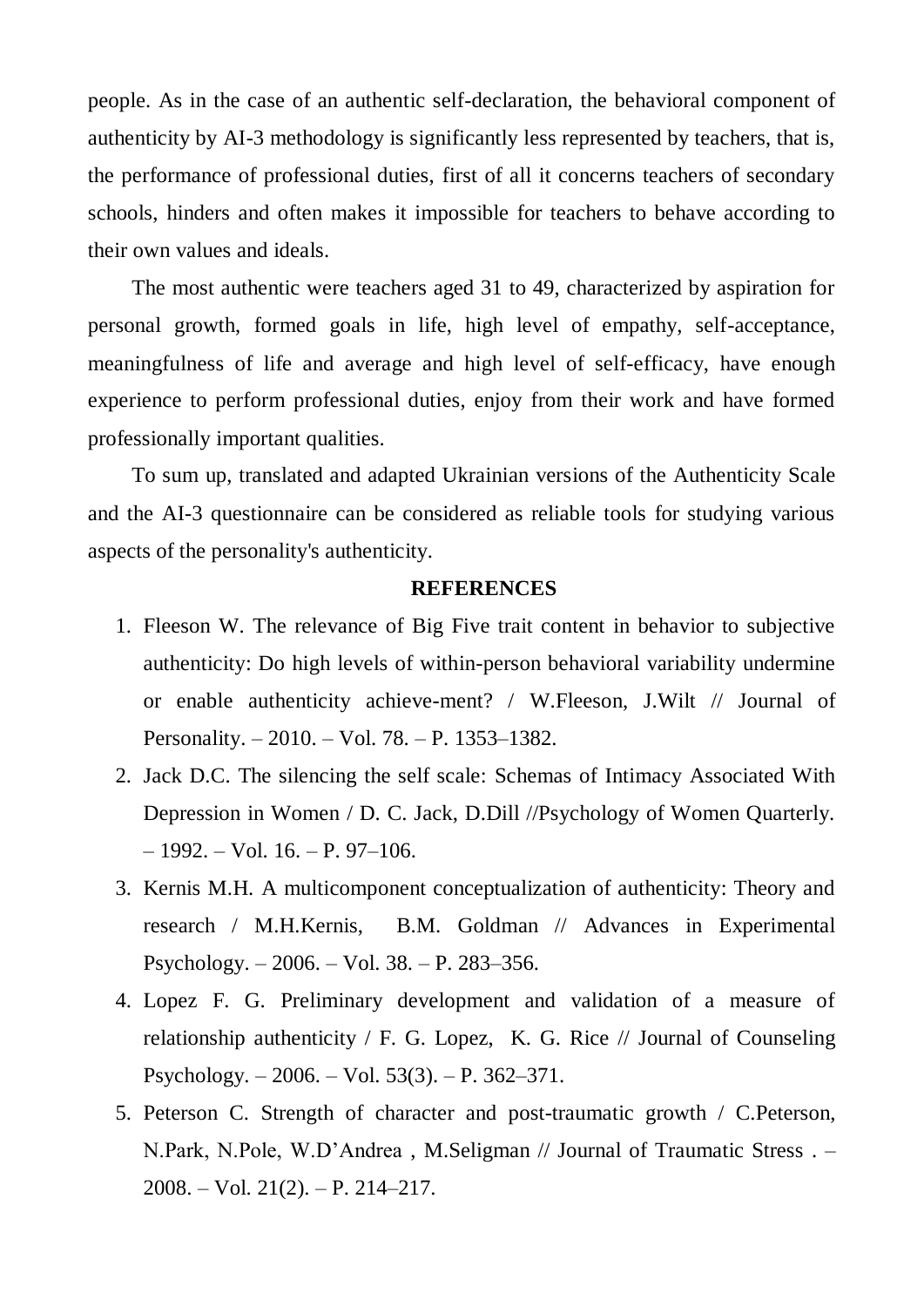people. As in the case of an authentic self-declaration, the behavioral component of authenticity by AI-3 methodology is significantly less represented by teachers, that is, the performance of professional duties, first of all it concerns teachers of secondary schools, hinders and often makes it impossible for teachers to behave according to their own values and ideals.

The most authentic were teachers aged 31 to 49, characterized by aspiration for personal growth, formed goals in life, high level of empathy, self-acceptance, meaningfulness of life and average and high level of self-efficacy, have enough experience to perform professional duties, enjoy from their work and have formed professionally important qualities.

To sum up, translated and adapted Ukrainian versions of the Authenticity Scale and the AI-3 questionnaire can be considered as reliable tools for studying various aspects of the personality's authenticity.

## REFERENCES

1. Fleeson W. The relevance of Big Five trait content in behavior to subjective authenticity: Do high levels of within-person behavioral variability undermine or enable authenticity achieve-ment? / W.Fleeson, J.Wilt // Journal of Personality. – 2010. – Vol. 78. – P. 1353–1382.
2. Jack D.C. The silencing the self scale: Schemas of Intimacy Associated With Depression in Women / D. C. Jack, D.Dill //Psychology of Women Quarterly. – 1992. – Vol. 16. – P. 97–106.
3. Kernis M.H. A multicomponent conceptualization of authenticity: Theory and research / M.H.Kernis, B.M. Goldman // Advances in Experimental Psychology. – 2006. – Vol. 38. – P. 283–356.
4. Lopez F. G. Preliminary development and validation of a measure of relationship authenticity / F. G. Lopez, K. G. Rice // Journal of Counseling Psychology. – 2006. – Vol. 53(3). – P. 362–371.
5. Peterson C. Strength of character and post-traumatic growth / C.Peterson, N.Park, N.Pole, W.D'Andrea , M.Seligman // Journal of Traumatic Stress . – 2008. – Vol. 21(2). – P. 214–217.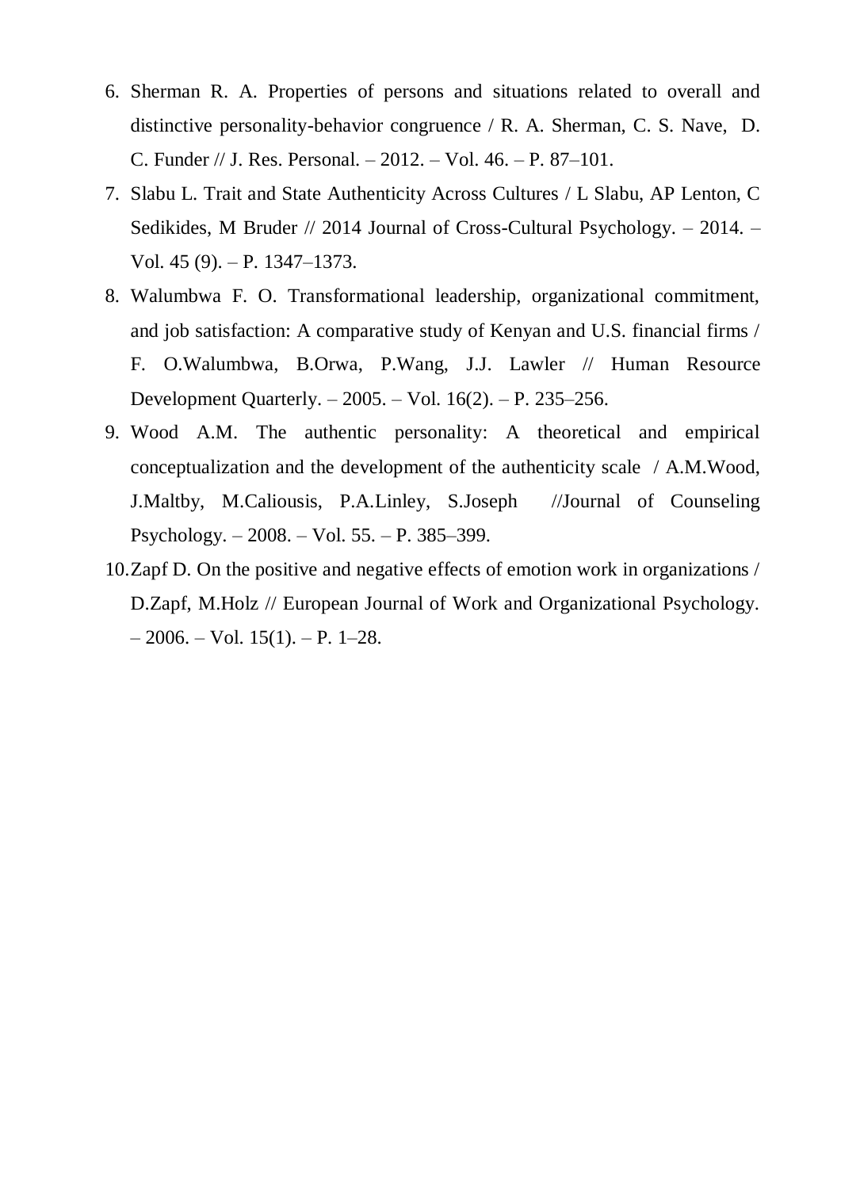6. Sherman R. A. Properties of persons and situations related to overall and distinctive personality-behavior congruence / R. A. Sherman, C. S. Nave, D. C. Funder // J. Res. Personal. – 2012. – Vol. 46. – P. 87–101.
7. Slabu L. Trait and State Authenticity Across Cultures / L Slabu, AP Lenton, C Sedikides, M Bruder // 2014 Journal of Cross-Cultural Psychology. – 2014. – Vol. 45 (9). – P. 1347–1373.
8. Walumbwa F. O. Transformational leadership, organizational commitment, and job satisfaction: A comparative study of Kenyan and U.S. financial firms / F. O.Walumbwa, B.Orwa, P.Wang, J.J. Lawler // Human Resource Development Quarterly. – 2005. – Vol. 16(2). – P. 235–256.
9. Wood A.M. The authentic personality: A theoretical and empirical conceptualization and the development of the authenticity scale / A.M.Wood, J.Maltby, M.Caliousis, P.A.Linley, S.Joseph //Journal of Counseling Psychology. – 2008. – Vol. 55. – P. 385–399.
10. Zapf D. On the positive and negative effects of emotion work in organizations / D.Zapf, M.Holz // European Journal of Work and Organizational Psychology. – 2006. – Vol. 15(1). – P. 1–28.